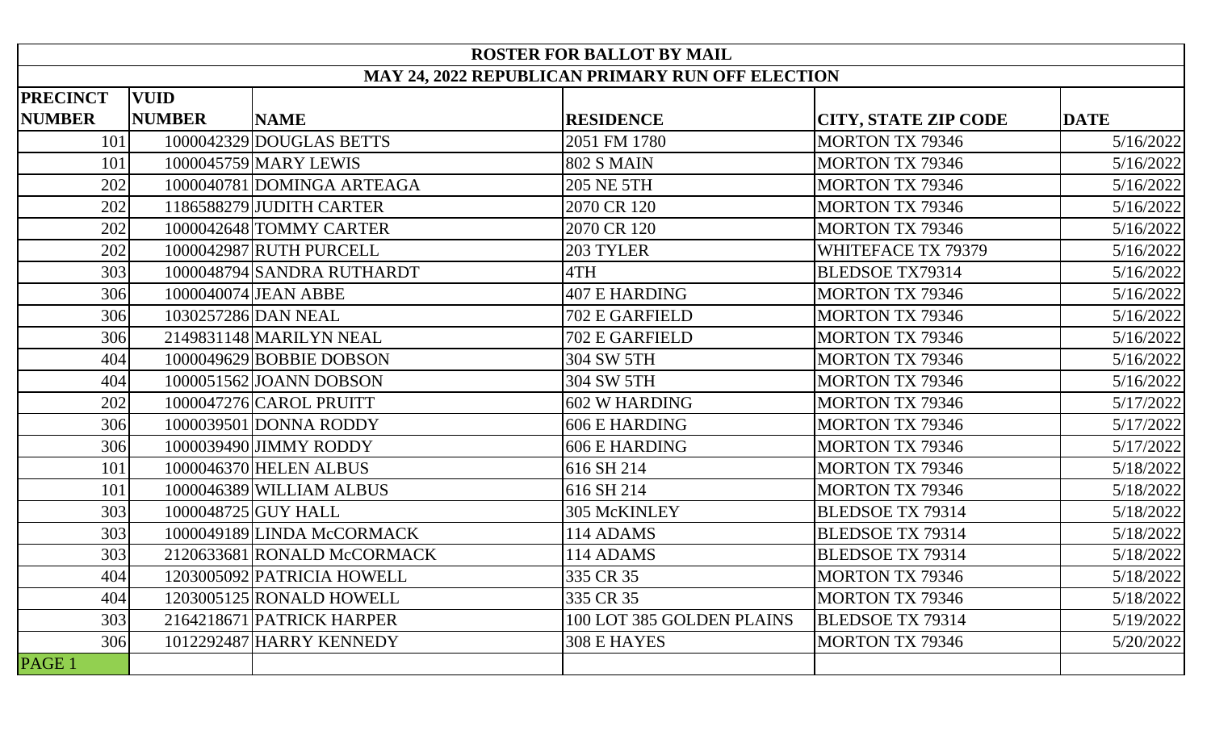# ROSTER FOR BALLOT BY MAIL

## MAY 24, 2022 REPUBLICAN PRIMARY RUN OFF ELECTION

| PRECINCT NUMBER | VUID NUMBER | NAME | RESIDENCE | CITY, STATE ZIP CODE | DATE |
|---|---|---|---|---|---|
| 101 | 1000042329 | DOUGLAS BETTS | 2051 FM 1780 | MORTON TX 79346 | 5/16/2022 |
| 101 | 1000045759 | MARY LEWIS | 802 S MAIN | MORTON TX 79346 | 5/16/2022 |
| 202 | 1000040781 | DOMINGA ARTEAGA | 205 NE 5TH | MORTON TX 79346 | 5/16/2022 |
| 202 | 1186588279 | JUDITH CARTER | 2070 CR 120 | MORTON TX 79346 | 5/16/2022 |
| 202 | 1000042648 | TOMMY CARTER | 2070 CR 120 | MORTON TX 79346 | 5/16/2022 |
| 202 | 1000042987 | RUTH PURCELL | 203 TYLER | WHITEFACE TX 79379 | 5/16/2022 |
| 303 | 1000048794 | SANDRA RUTHARDT | 4TH | BLEDSOE TX79314 | 5/16/2022 |
| 306 | 1000040074 | JEAN ABBE | 407 E HARDING | MORTON TX 79346 | 5/16/2022 |
| 306 | 1030257286 | DAN NEAL | 702 E GARFIELD | MORTON TX 79346 | 5/16/2022 |
| 306 | 2149831148 | MARILYN NEAL | 702 E GARFIELD | MORTON TX 79346 | 5/16/2022 |
| 404 | 1000049629 | BOBBIE DOBSON | 304 SW 5TH | MORTON TX 79346 | 5/16/2022 |
| 404 | 1000051562 | JOANN DOBSON | 304 SW 5TH | MORTON TX 79346 | 5/16/2022 |
| 202 | 1000047276 | CAROL PRUITT | 602 W HARDING | MORTON TX 79346 | 5/17/2022 |
| 306 | 1000039501 | DONNA RODDY | 606 E HARDING | MORTON TX 79346 | 5/17/2022 |
| 306 | 1000039490 | JIMMY RODDY | 606 E HARDING | MORTON TX 79346 | 5/17/2022 |
| 101 | 1000046370 | HELEN ALBUS | 616 SH 214 | MORTON TX 79346 | 5/18/2022 |
| 101 | 1000046389 | WILLIAM ALBUS | 616 SH 214 | MORTON TX 79346 | 5/18/2022 |
| 303 | 1000048725 | GUY HALL | 305 McKINLEY | BLEDSOE TX 79314 | 5/18/2022 |
| 303 | 1000049189 | LINDA McCORMACK | 114 ADAMS | BLEDSOE TX 79314 | 5/18/2022 |
| 303 | 2120633681 | RONALD McCORMACK | 114 ADAMS | BLEDSOE TX 79314 | 5/18/2022 |
| 404 | 1203005092 | PATRICIA HOWELL | 335 CR 35 | MORTON TX 79346 | 5/18/2022 |
| 404 | 1203005125 | RONALD HOWELL | 335 CR 35 | MORTON TX 79346 | 5/18/2022 |
| 303 | 2164218671 | PATRICK HARPER | 100 LOT 385 GOLDEN PLAINS | BLEDSOE TX 79314 | 5/19/2022 |
| 306 | 1012292487 | HARRY KENNEDY | 308 E HAYES | MORTON TX 79346 | 5/20/2022 |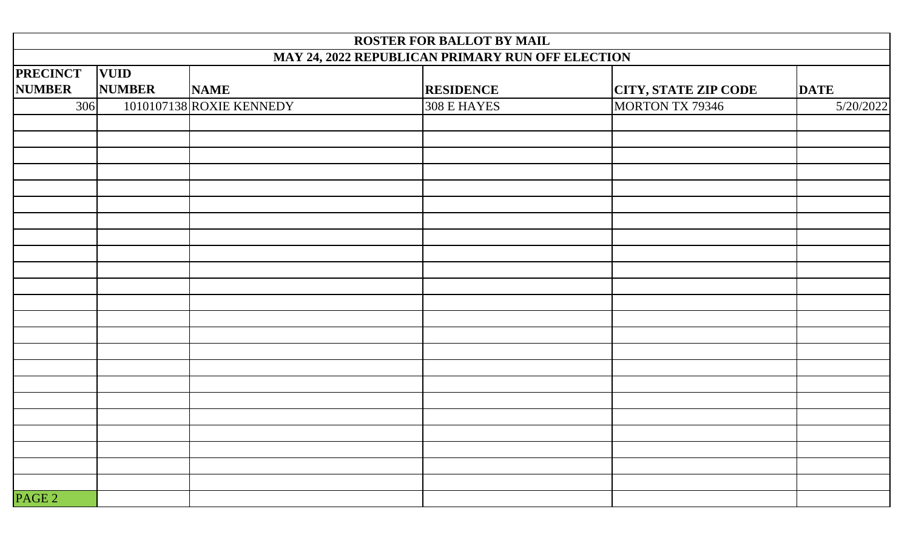# ROSTER FOR BALLOT BY MAIL

## MAY 24, 2022 REPUBLICAN PRIMARY RUN OFF ELECTION

| PRECINCT NUMBER | VUID NUMBER | NAME | RESIDENCE | CITY, STATE ZIP CODE | DATE |
|---|---|---|---|---|---|
| 306 | 1010107138 | ROXIE KENNEDY | 308 E HAYES | MORTON TX 79346 | 5/20/2022 |

PAGE 2